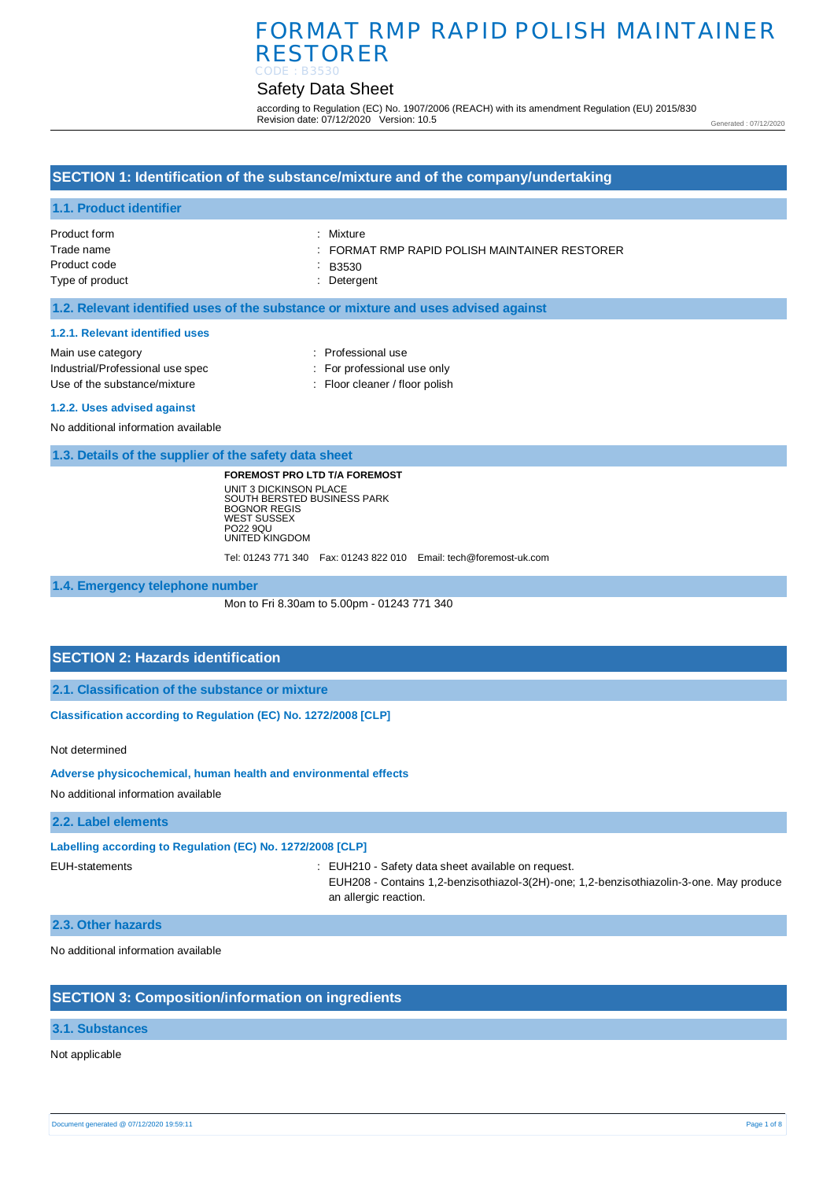# FORMAT RMP RAPID POLISH MAINTAINER RESTORER

CODE : B3530

## Safety Data Sheet

according to Regulation (EC) No. 1907/2006 (REACH) with its amendment Regulation (EU) 2015/830
Revision date: 07/12/2020 Version: 10.5

Generated : 07/12/2020

## SECTION 1: Identification of the substance/mixture and of the company/undertaking

### 1.1. Product identifier

| | |
|---|---|
| Product form | : Mixture |
| Trade name | : FORMAT RMP RAPID POLISH MAINTAINER RESTORER |
| Product code | : B3530 |
| Type of product | : Detergent |

### 1.2. Relevant identified uses of the substance or mixture and uses advised against

#### 1.2.1. Relevant identified uses

| | |
|---|---|
| Main use category | : Professional use |
| Industrial/Professional use spec | : For professional use only |
| Use of the substance/mixture | : Floor cleaner / floor polish |

#### 1.2.2. Uses advised against

No additional information available

### 1.3. Details of the supplier of the safety data sheet

**FOREMOST PRO LTD T/A FOREMOST**
UNIT 3 DICKINSON PLACE
SOUTH BERSTED BUSINESS PARK
BOGNOR REGIS
WEST SUSSEX
PO22 9QU
UNITED KINGDOM

Tel: 01243 771 340 Fax: 01243 822 010 Email: tech@foremost-uk.com

### 1.4. Emergency telephone number

Mon to Fri 8.30am to 5.00pm - 01243 771 340

## SECTION 2: Hazards identification

### 2.1. Classification of the substance or mixture

**Classification according to Regulation (EC) No. 1272/2008 [CLP]**

Not determined

**Adverse physicochemical, human health and environmental effects**

No additional information available

### 2.2. Label elements

**Labelling according to Regulation (EC) No. 1272/2008 [CLP]**

EUH-statements : EUH210 - Safety data sheet available on request.
EUH208 - Contains 1,2-benzisothiazol-3(2H)-one; 1,2-benzisothiazolin-3-one. May produce an allergic reaction.

### 2.3. Other hazards

No additional information available

## SECTION 3: Composition/information on ingredients

### 3.1. Substances

Not applicable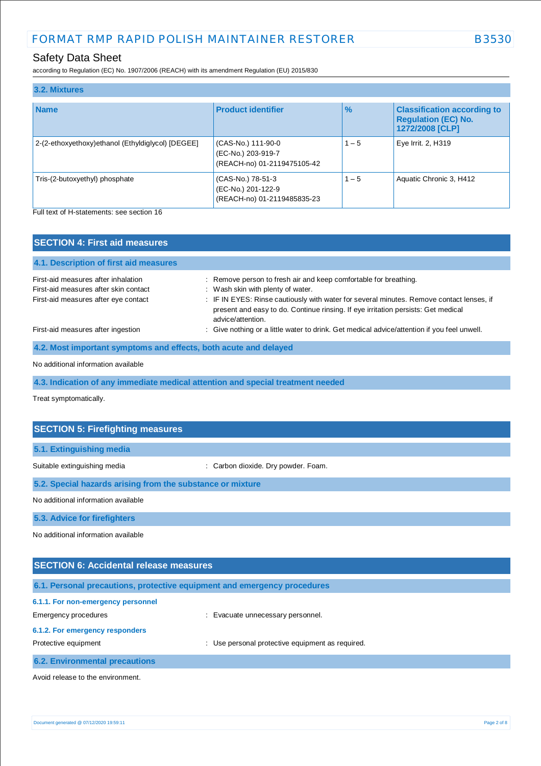### 3.2. Mixtures

| Name | Product identifier | % | Classification according to Regulation (EC) No. 1272/2008 [CLP] |
|---|---|---|---|
| 2-(2-ethoxyethoxy)ethanol (Ethyldiglycol) [DEGEE] | (CAS-No.) 111-90-0<br>(EC-No.) 203-919-7<br>(REACH-no) 01-2119475105-42 | 1 – 5 | Eye Irrit. 2, H319 |
| Tris-(2-butoxyethyl) phosphate | (CAS-No.) 78-51-3<br>(EC-No.) 201-122-9<br>(REACH-no) 01-2119485835-23 | 1 – 5 | Aquatic Chronic 3, H412 |

Full text of H-statements: see section 16

## SECTION 4: First aid measures

### 4.1. Description of first aid measures

First-aid measures after inhalation : Remove person to fresh air and keep comfortable for breathing.

First-aid measures after skin contact : Wash skin with plenty of water.

First-aid measures after eye contact : IF IN EYES: Rinse cautiously with water for several minutes. Remove contact lenses, if present and easy to do. Continue rinsing. If eye irritation persists: Get medical advice/attention.

First-aid measures after ingestion : Give nothing or a little water to drink. Get medical advice/attention if you feel unwell.

### 4.2. Most important symptoms and effects, both acute and delayed

No additional information available

### 4.3. Indication of any immediate medical attention and special treatment needed

Treat symptomatically.

## SECTION 5: Firefighting measures

### 5.1. Extinguishing media

Suitable extinguishing media : Carbon dioxide. Dry powder. Foam.

### 5.2. Special hazards arising from the substance or mixture

No additional information available

### 5.3. Advice for firefighters

No additional information available

## SECTION 6: Accidental release measures

### 6.1. Personal precautions, protective equipment and emergency procedures

#### 6.1.1. For non-emergency personnel

Emergency procedures : Evacuate unnecessary personnel.

#### 6.1.2. For emergency responders

Protective equipment : Use personal protective equipment as required.

### 6.2. Environmental precautions

Avoid release to the environment.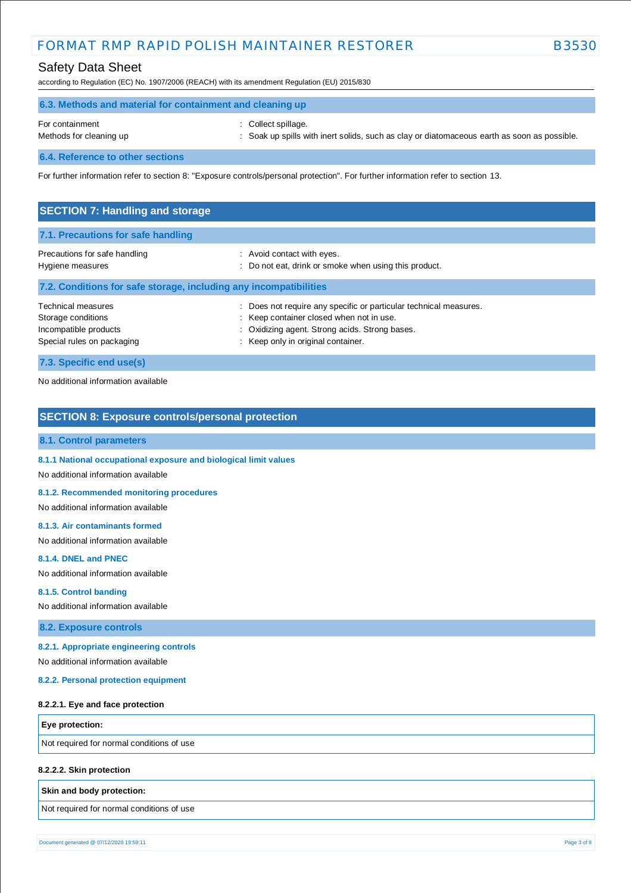### 6.3. Methods and material for containment and cleaning up

| | |
|---|---|
| For containment | : Collect spillage. |
| Methods for cleaning up | : Soak up spills with inert solids, such as clay or diatomaceous earth as soon as possible. |

### 6.4. Reference to other sections

For further information refer to section 8: "Exposure controls/personal protection". For further information refer to section 13.

## SECTION 7: Handling and storage

### 7.1. Precautions for safe handling

| | |
|---|---|
| Precautions for safe handling | : Avoid contact with eyes. |
| Hygiene measures | : Do not eat, drink or smoke when using this product. |

### 7.2. Conditions for safe storage, including any incompatibilities

| | |
|---|---|
| Technical measures | : Does not require any specific or particular technical measures. |
| Storage conditions | : Keep container closed when not in use. |
| Incompatible products | : Oxidizing agent. Strong acids. Strong bases. |
| Special rules on packaging | : Keep only in original container. |

### 7.3. Specific end use(s)

No additional information available

## SECTION 8: Exposure controls/personal protection

### 8.1. Control parameters

#### 8.1.1 National occupational exposure and biological limit values

No additional information available

#### 8.1.2. Recommended monitoring procedures

No additional information available

#### 8.1.3. Air contaminants formed

No additional information available

#### 8.1.4. DNEL and PNEC

No additional information available

#### 8.1.5. Control banding

No additional information available

### 8.2. Exposure controls

#### 8.2.1. Appropriate engineering controls

No additional information available

#### 8.2.2. Personal protection equipment

**8.2.2.1. Eye and face protection**

| **Eye protection:** |
|---|
| Not required for normal conditions of use |

**8.2.2.2. Skin protection**

| **Skin and body protection:** |
|---|
| Not required for normal conditions of use |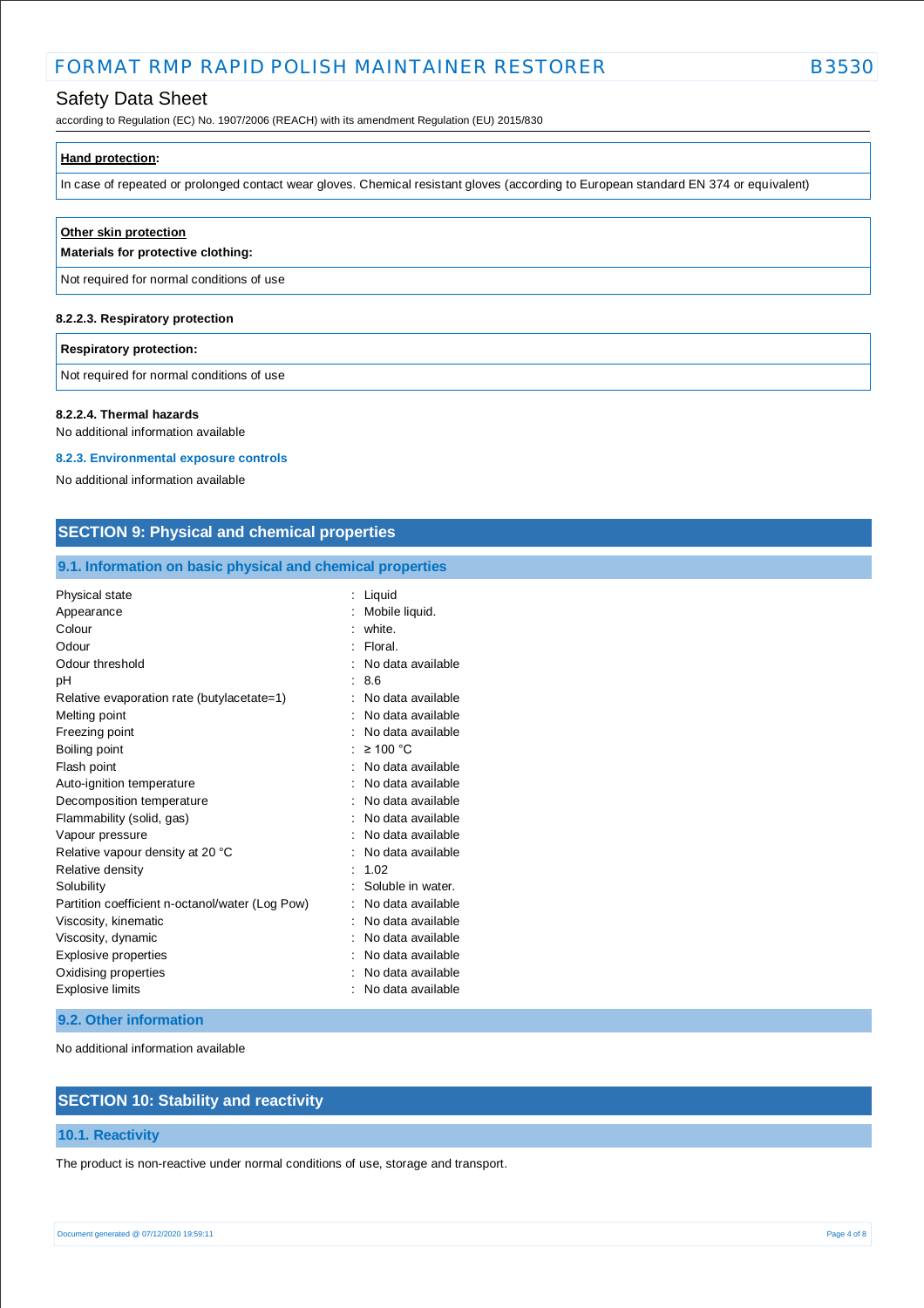**Hand protection:**

In case of repeated or prolonged contact wear gloves. Chemical resistant gloves (according to European standard EN 374 or equivalent)

**Other skin protection**

**Materials for protective clothing:**

Not required for normal conditions of use

#### 8.2.2.3. Respiratory protection

**Respiratory protection:**

Not required for normal conditions of use

#### 8.2.2.4. Thermal hazards

No additional information available

### 8.2.3. Environmental exposure controls

No additional information available

## SECTION 9: Physical and chemical properties

### 9.1. Information on basic physical and chemical properties

| | |
|---|---|
| Physical state | : Liquid |
| Appearance | : Mobile liquid. |
| Colour | : white. |
| Odour | : Floral. |
| Odour threshold | : No data available |
| pH | : 8.6 |
| Relative evaporation rate (butylacetate=1) | : No data available |
| Melting point | : No data available |
| Freezing point | : No data available |
| Boiling point | : ≥ 100 °C |
| Flash point | : No data available |
| Auto-ignition temperature | : No data available |
| Decomposition temperature | : No data available |
| Flammability (solid, gas) | : No data available |
| Vapour pressure | : No data available |
| Relative vapour density at 20 °C | : No data available |
| Relative density | : 1.02 |
| Solubility | : Soluble in water. |
| Partition coefficient n-octanol/water (Log Pow) | : No data available |
| Viscosity, kinematic | : No data available |
| Viscosity, dynamic | : No data available |
| Explosive properties | : No data available |
| Oxidising properties | : No data available |
| Explosive limits | : No data available |

### 9.2. Other information

No additional information available

## SECTION 10: Stability and reactivity

### 10.1. Reactivity

The product is non-reactive under normal conditions of use, storage and transport.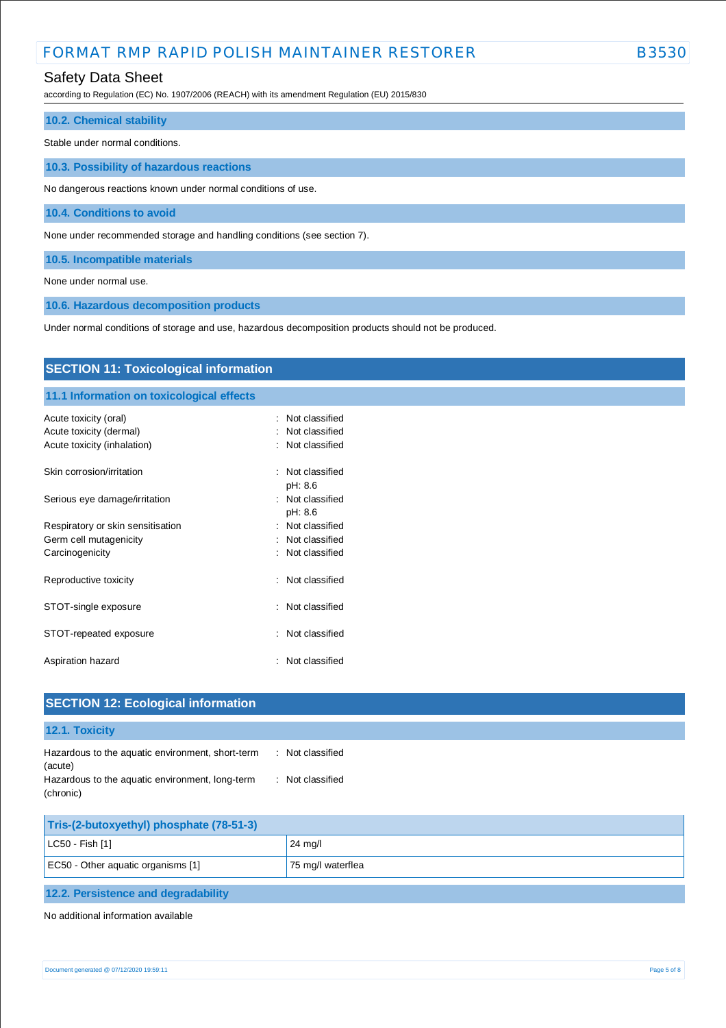### 10.2. Chemical stability

Stable under normal conditions.

### 10.3. Possibility of hazardous reactions

No dangerous reactions known under normal conditions of use.

### 10.4. Conditions to avoid

None under recommended storage and handling conditions (see section 7).

### 10.5. Incompatible materials

None under normal use.

### 10.6. Hazardous decomposition products

Under normal conditions of storage and use, hazardous decomposition products should not be produced.

## SECTION 11: Toxicological information

### 11.1 Information on toxicological effects

Acute toxicity (oral) : Not classified
Acute toxicity (dermal) : Not classified
Acute toxicity (inhalation) : Not classified

Skin corrosion/irritation : Not classified
pH: 8.6
Serious eye damage/irritation : Not classified
pH: 8.6
Respiratory or skin sensitisation : Not classified
Germ cell mutagenicity : Not classified
Carcinogenicity : Not classified

Reproductive toxicity : Not classified

STOT-single exposure : Not classified

STOT-repeated exposure : Not classified

Aspiration hazard : Not classified

## SECTION 12: Ecological information

### 12.1. Toxicity

Hazardous to the aquatic environment, short-term (acute) : Not classified
Hazardous to the aquatic environment, long-term (chronic) : Not classified

| Tris-(2-butoxyethyl) phosphate (78-51-3) | |
|---|---|
| LC50 - Fish [1] | 24 mg/l |
| EC50 - Other aquatic organisms [1] | 75 mg/l waterflea |

### 12.2. Persistence and degradability

No additional information available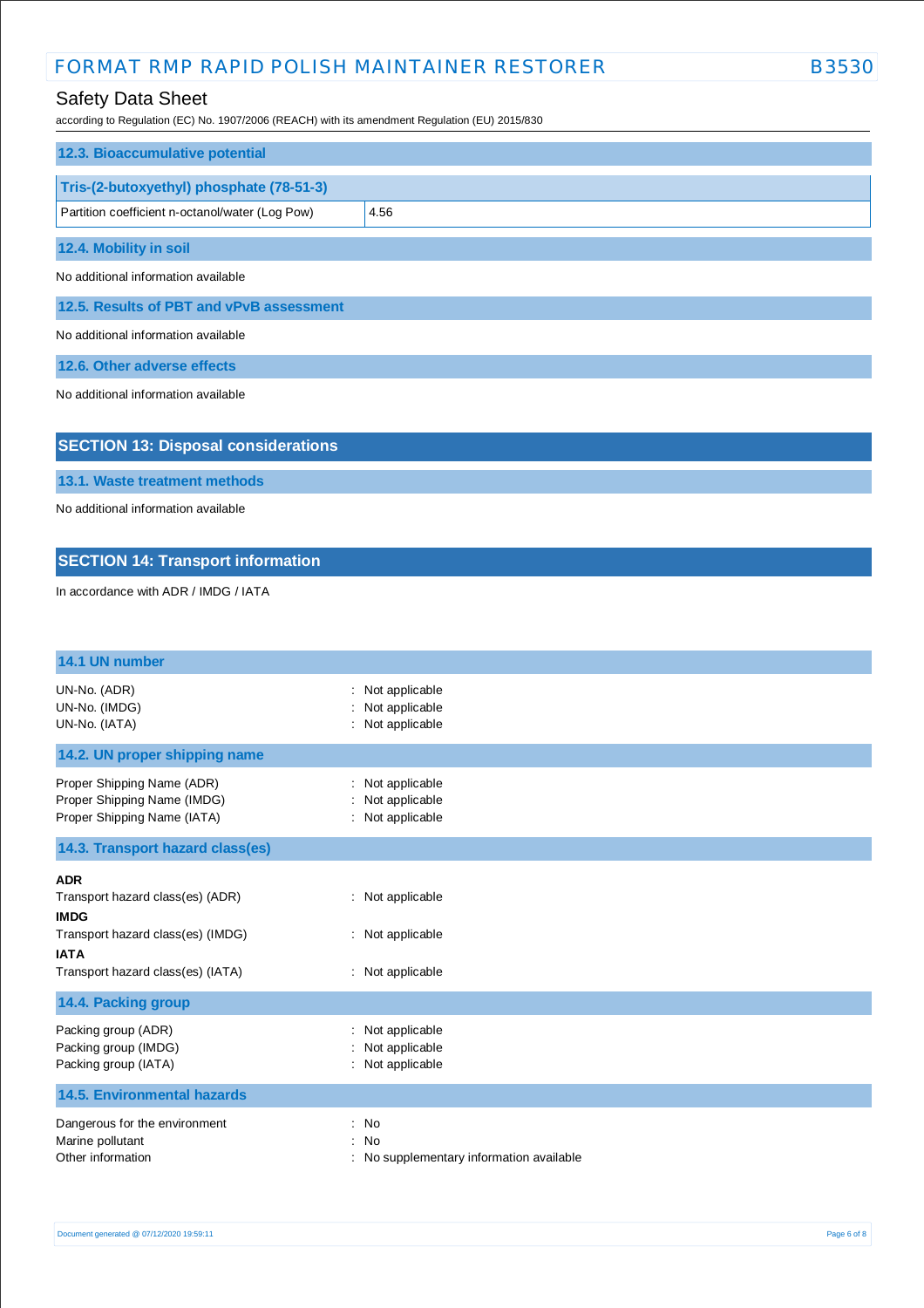### 12.3. Bioaccumulative potential

| Tris-(2-butoxyethyl) phosphate (78-51-3) | |
|---|---|
| Partition coefficient n-octanol/water (Log Pow) | 4.56 |

### 12.4. Mobility in soil

No additional information available

### 12.5. Results of PBT and vPvB assessment

No additional information available

### 12.6. Other adverse effects

No additional information available

## SECTION 13: Disposal considerations

### 13.1. Waste treatment methods

No additional information available

## SECTION 14: Transport information

In accordance with ADR / IMDG / IATA

### 14.1 UN number

UN-No. (ADR) : Not applicable
UN-No. (IMDG) : Not applicable
UN-No. (IATA) : Not applicable

### 14.2. UN proper shipping name

Proper Shipping Name (ADR) : Not applicable
Proper Shipping Name (IMDG) : Not applicable
Proper Shipping Name (IATA) : Not applicable

### 14.3. Transport hazard class(es)

**ADR**
Transport hazard class(es) (ADR) : Not applicable
**IMDG**
Transport hazard class(es) (IMDG) : Not applicable
**IATA**
Transport hazard class(es) (IATA) : Not applicable

### 14.4. Packing group

Packing group (ADR) : Not applicable
Packing group (IMDG) : Not applicable
Packing group (IATA) : Not applicable

### 14.5. Environmental hazards

Dangerous for the environment : No
Marine pollutant : No
Other information : No supplementary information available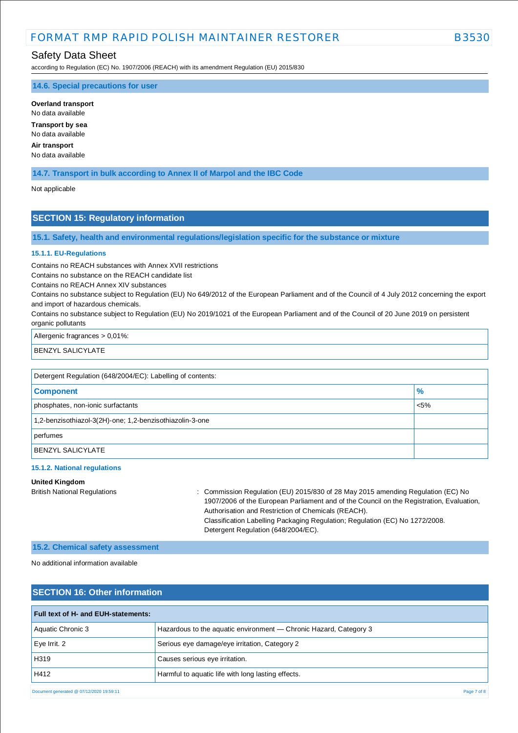### 14.6. Special precautions for user

**Overland transport**
No data available

**Transport by sea**
No data available

**Air transport**
No data available

### 14.7. Transport in bulk according to Annex II of Marpol and the IBC Code

Not applicable

## SECTION 15: Regulatory information

### 15.1. Safety, health and environmental regulations/legislation specific for the substance or mixture

#### 15.1.1. EU-Regulations

Contains no REACH substances with Annex XVII restrictions
Contains no substance on the REACH candidate list
Contains no REACH Annex XIV substances
Contains no substance subject to Regulation (EU) No 649/2012 of the European Parliament and of the Council of 4 July 2012 concerning the export and import of hazardous chemicals.
Contains no substance subject to Regulation (EU) No 2019/1021 of the European Parliament and of the Council of 20 June 2019 on persistent organic pollutants

| Allergenic fragrances > 0,01%: |
|---|
| BENZYL SALICYLATE |

| Detergent Regulation (648/2004/EC): Labelling of contents: | |
|---|---|
| **Component** | **%** |
| phosphates, non-ionic surfactants | <5% |
| 1,2-benzisothiazol-3(2H)-one; 1,2-benzisothiazolin-3-one | |
| perfumes | |
| BENZYL SALICYLATE | |

#### 15.1.2. National regulations

**United Kingdom**

British National Regulations : Commission Regulation (EU) 2015/830 of 28 May 2015 amending Regulation (EC) No 1907/2006 of the European Parliament and of the Council on the Registration, Evaluation, Authorisation and Restriction of Chemicals (REACH).
Classification Labelling Packaging Regulation; Regulation (EC) No 1272/2008.
Detergent Regulation (648/2004/EC).

### 15.2. Chemical safety assessment

No additional information available

## SECTION 16: Other information

| Full text of H- and EUH-statements: | |
|---|---|
| Aquatic Chronic 3 | Hazardous to the aquatic environment — Chronic Hazard, Category 3 |
| Eye Irrit. 2 | Serious eye damage/eye irritation, Category 2 |
| H319 | Causes serious eye irritation. |
| H412 | Harmful to aquatic life with long lasting effects. |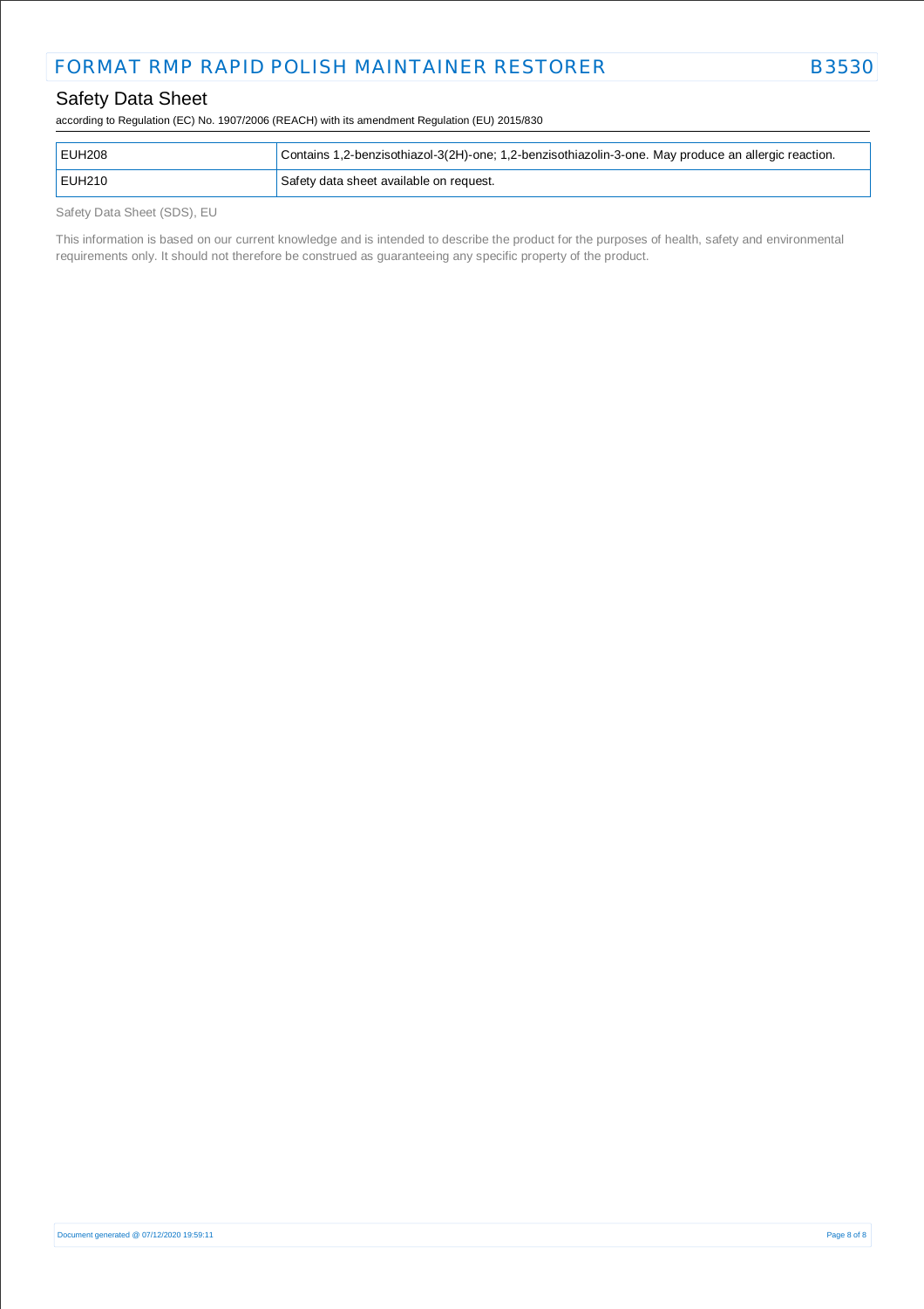| | |
|---|---|
| EUH208 | Contains 1,2-benzisothiazol-3(2H)-one; 1,2-benzisothiazolin-3-one. May produce an allergic reaction. |
| EUH210 | Safety data sheet available on request. |

Safety Data Sheet (SDS), EU

This information is based on our current knowledge and is intended to describe the product for the purposes of health, safety and environmental requirements only. It should not therefore be construed as guaranteeing any specific property of the product.